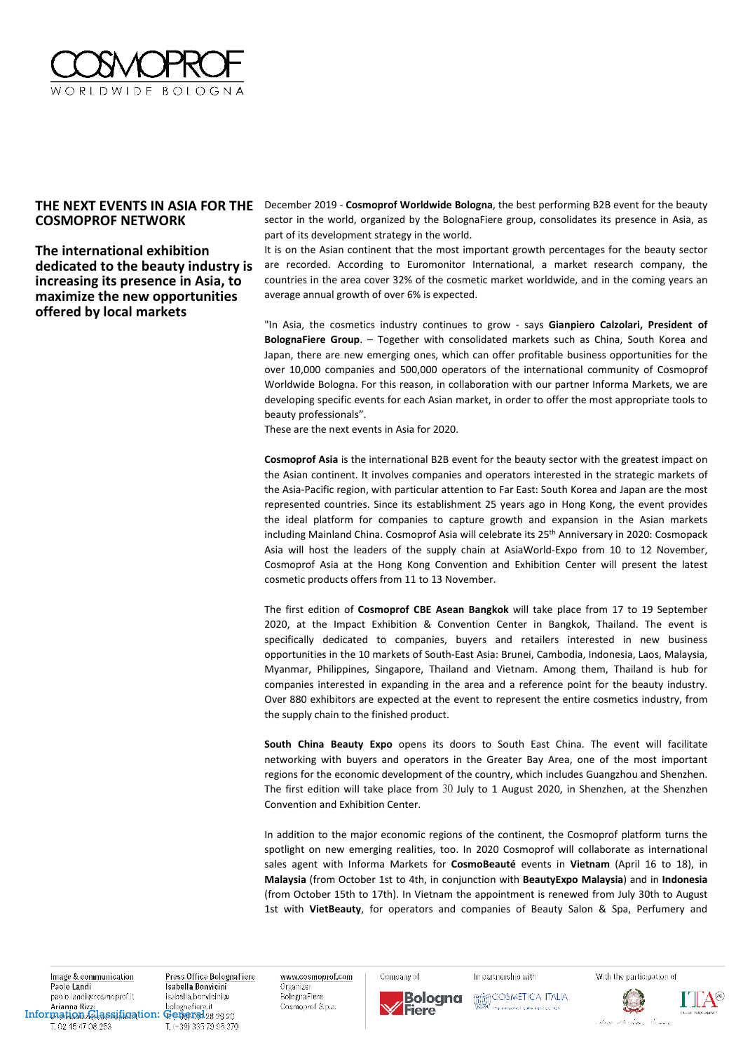## THE NEXT EVENTS IN ASIA FOR THE COSMOPROF NETWORK

**The international exhibition dedicated to the beauty industry is increasing its presence in Asia, to maximize the new opportunities offered by local markets**

December 2019 - **Cosmoprof Worldwide Bologna**, the best performing B2B event for the beauty sector in the world, organized by the BolognaFiere group, consolidates its presence in Asia, as part of its development strategy in the world.
It is on the Asian continent that the most important growth percentages for the beauty sector are recorded. According to Euromonitor International, a market research company, the countries in the area cover 32% of the cosmetic market worldwide, and in the coming years an average annual growth of over 6% is expected.

"In Asia, the cosmetics industry continues to grow - says **Gianpiero Calzolari, President of BolognaFiere Group**. – Together with consolidated markets such as China, South Korea and Japan, there are new emerging ones, which can offer profitable business opportunities for the over 10,000 companies and 500,000 operators of the international community of Cosmoprof Worldwide Bologna. For this reason, in collaboration with our partner Informa Markets, we are developing specific events for each Asian market, in order to offer the most appropriate tools to beauty professionals".
These are the next events in Asia for 2020.

**Cosmoprof Asia** is the international B2B event for the beauty sector with the greatest impact on the Asian continent. It involves companies and operators interested in the strategic markets of the Asia-Pacific region, with particular attention to Far East: South Korea and Japan are the most represented countries. Since its establishment 25 years ago in Hong Kong, the event provides the ideal platform for companies to capture growth and expansion in the Asian markets including Mainland China. Cosmoprof Asia will celebrate its 25th Anniversary in 2020: Cosmopack Asia will host the leaders of the supply chain at AsiaWorld-Expo from 10 to 12 November, Cosmoprof Asia at the Hong Kong Convention and Exhibition Center will present the latest cosmetic products offers from 11 to 13 November.

The first edition of **Cosmoprof CBE Asean Bangkok** will take place from 17 to 19 September 2020, at the Impact Exhibition & Convention Center in Bangkok, Thailand. The event is specifically dedicated to companies, buyers and retailers interested in new business opportunities in the 10 markets of South-East Asia: Brunei, Cambodia, Indonesia, Laos, Malaysia, Myanmar, Philippines, Singapore, Thailand and Vietnam. Among them, Thailand is hub for companies interested in expanding in the area and a reference point for the beauty industry. Over 880 exhibitors are expected at the event to represent the entire cosmetics industry, from the supply chain to the finished product.

**South China Beauty Expo** opens its doors to South East China. The event will facilitate networking with buyers and operators in the Greater Bay Area, one of the most important regions for the economic development of the country, which includes Guangzhou and Shenzhen. The first edition will take place from 30 July to 1 August 2020, in Shenzhen, at the Shenzhen Convention and Exhibition Center.

In addition to the major economic regions of the continent, the Cosmoprof platform turns the spotlight on new emerging realities, too. In 2020 Cosmoprof will collaborate as international sales agent with Informa Markets for **CosmoBeauté** events in **Vietnam** (April 16 to 18), in **Malaysia** (from October 1st to 4th, in conjunction with **BeautyExpo Malaysia**) and in **Indonesia** (from October 15th to 17th). In Vietnam the appointment is renewed from July 30th to August 1st with **VietBeauty**, for operators and companies of Beauty Salon & Spa, Perfumery and

Image & communication
Paolo Landi
paolo.landi@cosmoprof.it
Arianna Rizzi
T. 02 45 47 08 253

Press Office BolognaFiere
Isabella Bonvicini
isabella.bonvicini@bolognafiere.it
T. (+39) 335 79 95 370

www.cosmoprof.com
Organizer
BolognaFiere Cosmoprof S.p.a.

Company of BolognaFiere

In partnership with Cosmetica Italia

With the participation of ITA

Information Classification: General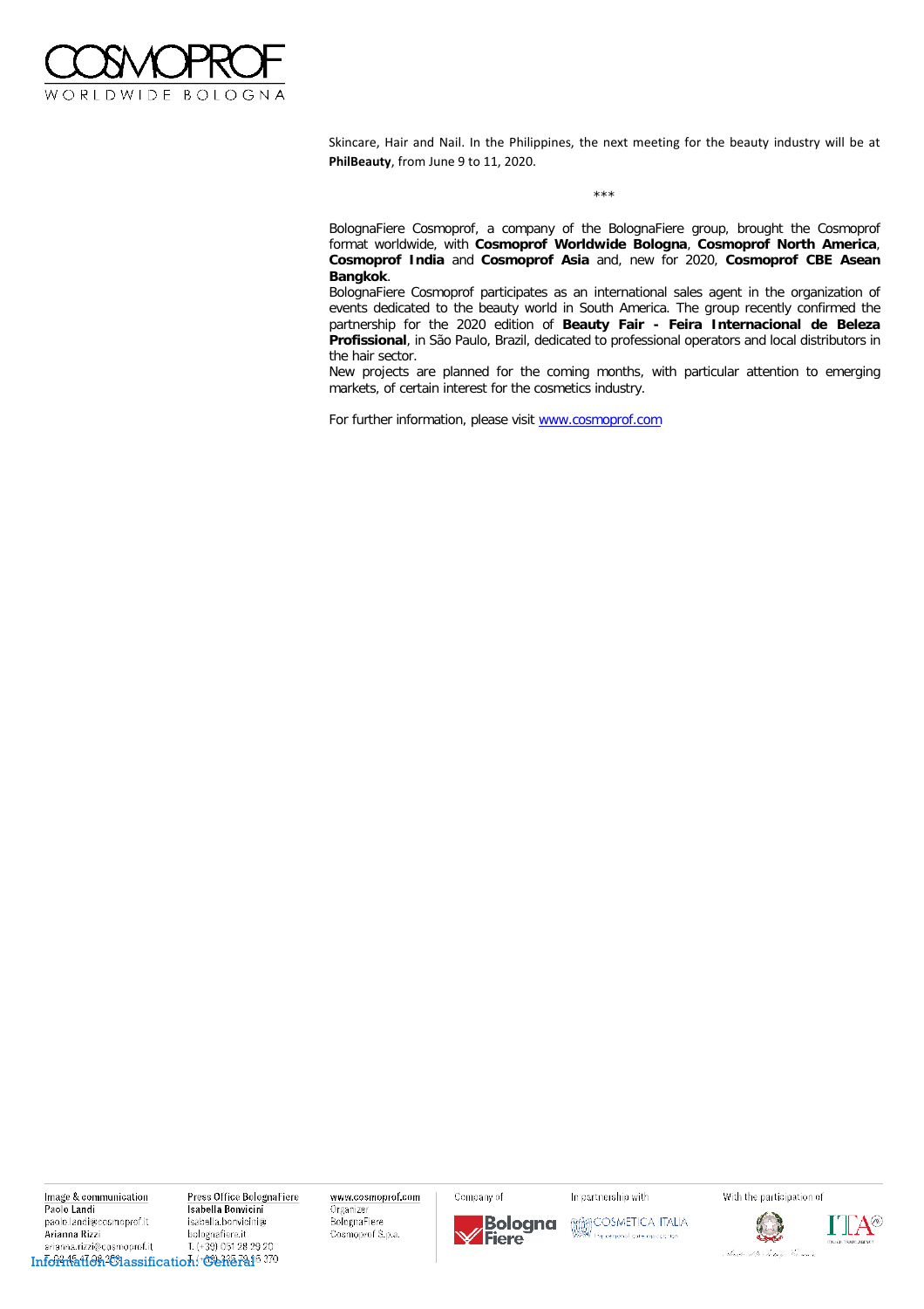Skincare, Hair and Nail. In the Philippines, the next meeting for the beauty industry will be at **PhilBeauty**, from June 9 to 11, 2020.

***

BolognaFiere Cosmoprof, a company of the BolognaFiere group, brought the Cosmoprof format worldwide, with **Cosmoprof Worldwide Bologna**, **Cosmoprof North America**, **Cosmoprof India** and **Cosmoprof Asia** and, new for 2020, **Cosmoprof CBE Asean Bangkok**.

BolognaFiere Cosmoprof participates as an international sales agent in the organization of events dedicated to the beauty world in South America. The group recently confirmed the partnership for the 2020 edition of **Beauty Fair - Feira Internacional de Beleza Profissional**, in São Paulo, Brazil, dedicated to professional operators and local distributors in the hair sector.

New projects are planned for the coming months, with particular attention to emerging markets, of certain interest for the cosmetics industry.

For further information, please visit www.cosmoprof.com

Image & communication
Paolo Landi
paolo.landi@cosmoprof.it
Arianna Rizzi
arianna.rizzi@cosmoprof.it

Press Office BolognaFiere
Isabella Bonvicini
isabella.bonvicini@bolognafiere.it
T. (+39) 051 28 29 20

www.cosmoprof.com
Organizer
BolognaFiere Cosmoprof S.p.a.

Company of
Bologna Fiere

In partnership with
COSMETICA ITALIA

With the participation of
ITA

Information Classification: General